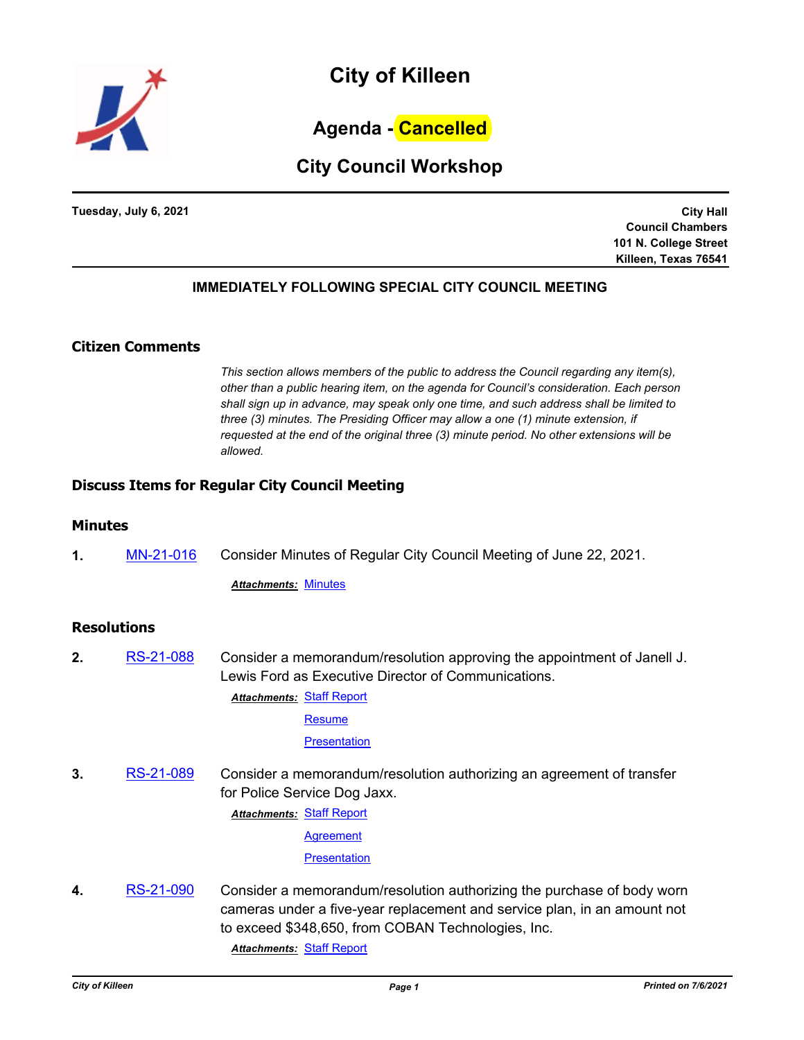# City of Killeen

## Agenda - Cancelled

## City Council Workshop

**Tuesday, July 6, 2021**

**City Hall**
**Council Chambers**
**101 N. College Street**
**Killeen, Texas 76541**

**IMMEDIATELY FOLLOWING SPECIAL CITY COUNCIL MEETING**

### Citizen Comments

*This section allows members of the public to address the Council regarding any item(s), other than a public hearing item, on the agenda for Council's consideration. Each person shall sign up in advance, may speak only one time, and such address shall be limited to three (3) minutes. The Presiding Officer may allow a one (1) minute extension, if requested at the end of the original three (3) minute period. No other extensions will be allowed.*

### Discuss Items for Regular City Council Meeting

### Minutes

**1.** MN-21-016 Consider Minutes of Regular City Council Meeting of June 22, 2021.

***Attachments:*** Minutes

### Resolutions

**2.** RS-21-088 Consider a memorandum/resolution approving the appointment of Janell J. Lewis Ford as Executive Director of Communications.

***Attachments:*** Staff Report
Resume
Presentation

**3.** RS-21-089 Consider a memorandum/resolution authorizing an agreement of transfer for Police Service Dog Jaxx.

***Attachments:*** Staff Report
Agreement
Presentation

**4.** RS-21-090 Consider a memorandum/resolution authorizing the purchase of body worn cameras under a five-year replacement and service plan, in an amount not to exceed $348,650, from COBAN Technologies, Inc.

***Attachments:*** Staff Report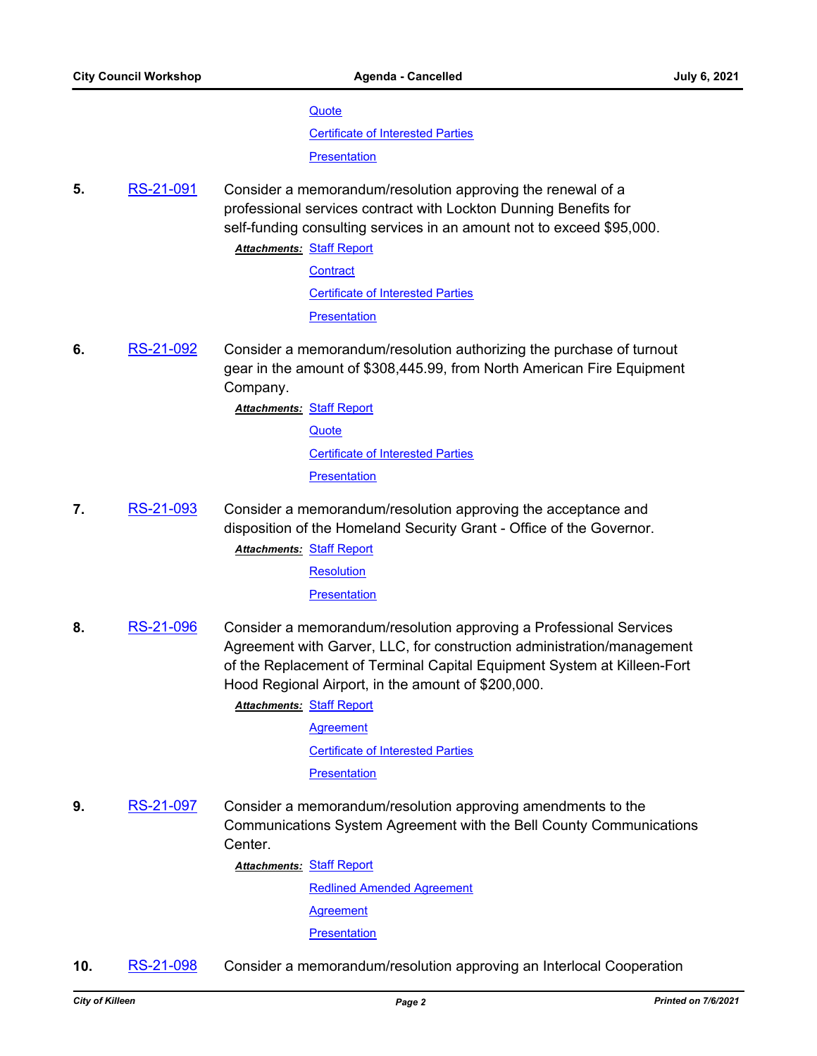[Quote](#)

[Certificate of Interested Parties](#)

[Presentation](#)

**5.** [RS-21-091](#) Consider a memorandum/resolution approving the renewal of a professional services contract with Lockton Dunning Benefits for self-funding consulting services in an amount not to exceed $95,000.

***Attachments:*** [Staff Report](#)

[Contract](#)

[Certificate of Interested Parties](#)

[Presentation](#)

**6.** [RS-21-092](#) Consider a memorandum/resolution authorizing the purchase of turnout gear in the amount of $308,445.99, from North American Fire Equipment Company.

***Attachments:*** [Staff Report](#)

[Quote](#)

[Certificate of Interested Parties](#)

[Presentation](#)

**7.** [RS-21-093](#) Consider a memorandum/resolution approving the acceptance and disposition of the Homeland Security Grant - Office of the Governor.

***Attachments:*** [Staff Report](#)

[Resolution](#)

[Presentation](#)

**8.** [RS-21-096](#) Consider a memorandum/resolution approving a Professional Services Agreement with Garver, LLC, for construction administration/management of the Replacement of Terminal Capital Equipment System at Killeen-Fort Hood Regional Airport, in the amount of $200,000.

***Attachments:*** [Staff Report](#)

[Agreement](#)

[Certificate of Interested Parties](#)

[Presentation](#)

**9.** [RS-21-097](#) Consider a memorandum/resolution approving amendments to the Communications System Agreement with the Bell County Communications Center.

***Attachments:*** [Staff Report](#)

[Redlined Amended Agreement](#)

[Agreement](#)

[Presentation](#)

**10.** [RS-21-098](#) Consider a memorandum/resolution approving an Interlocal Cooperation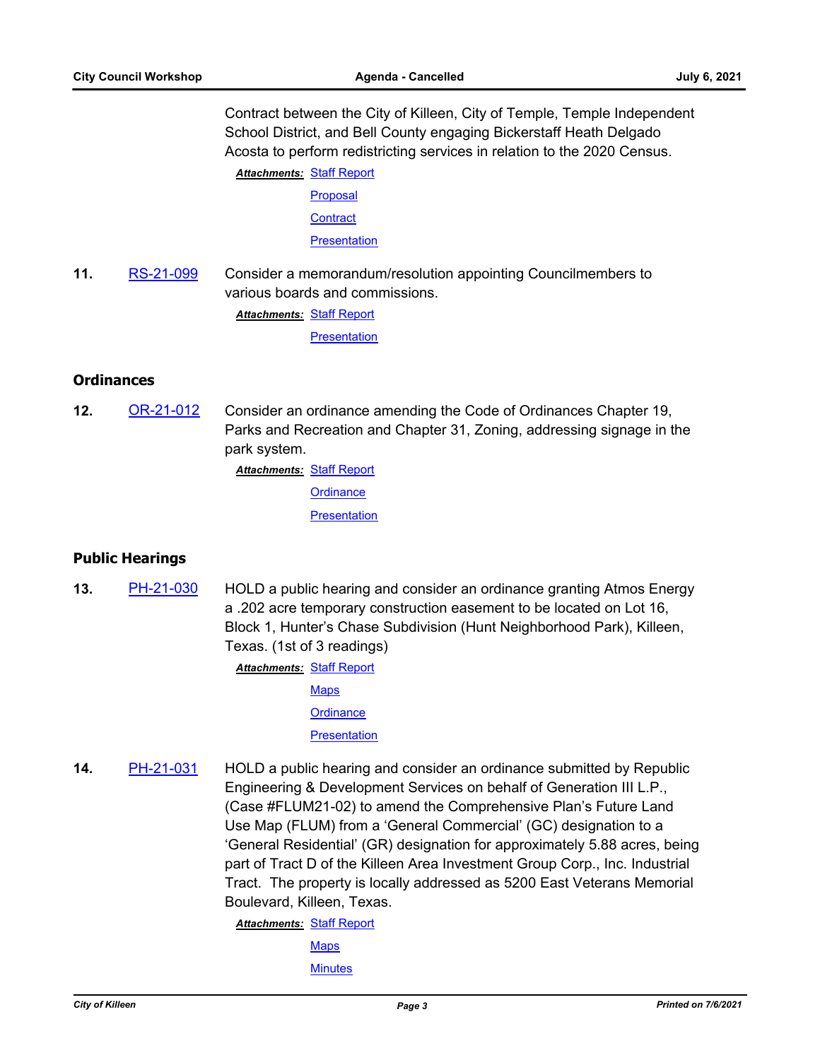Contract between the City of Killeen, City of Temple, Temple Independent School District, and Bell County engaging Bickerstaff Heath Delgado Acosta to perform redistricting services in relation to the 2020 Census.

***Attachments:*** Staff Report
Proposal
Contract
Presentation

**11.** RS-21-099 Consider a memorandum/resolution appointing Councilmembers to various boards and commissions.

***Attachments:*** Staff Report
Presentation

## Ordinances

**12.** OR-21-012 Consider an ordinance amending the Code of Ordinances Chapter 19, Parks and Recreation and Chapter 31, Zoning, addressing signage in the park system.

***Attachments:*** Staff Report
Ordinance
Presentation

## Public Hearings

**13.** PH-21-030 HOLD a public hearing and consider an ordinance granting Atmos Energy a .202 acre temporary construction easement to be located on Lot 16, Block 1, Hunter's Chase Subdivision (Hunt Neighborhood Park), Killeen, Texas. (1st of 3 readings)

***Attachments:*** Staff Report
Maps
Ordinance
Presentation

**14.** PH-21-031 HOLD a public hearing and consider an ordinance submitted by Republic Engineering & Development Services on behalf of Generation III L.P., (Case #FLUM21-02) to amend the Comprehensive Plan's Future Land Use Map (FLUM) from a 'General Commercial' (GC) designation to a 'General Residential' (GR) designation for approximately 5.88 acres, being part of Tract D of the Killeen Area Investment Group Corp., Inc. Industrial Tract. The property is locally addressed as 5200 East Veterans Memorial Boulevard, Killeen, Texas.

***Attachments:*** Staff Report
Maps
Minutes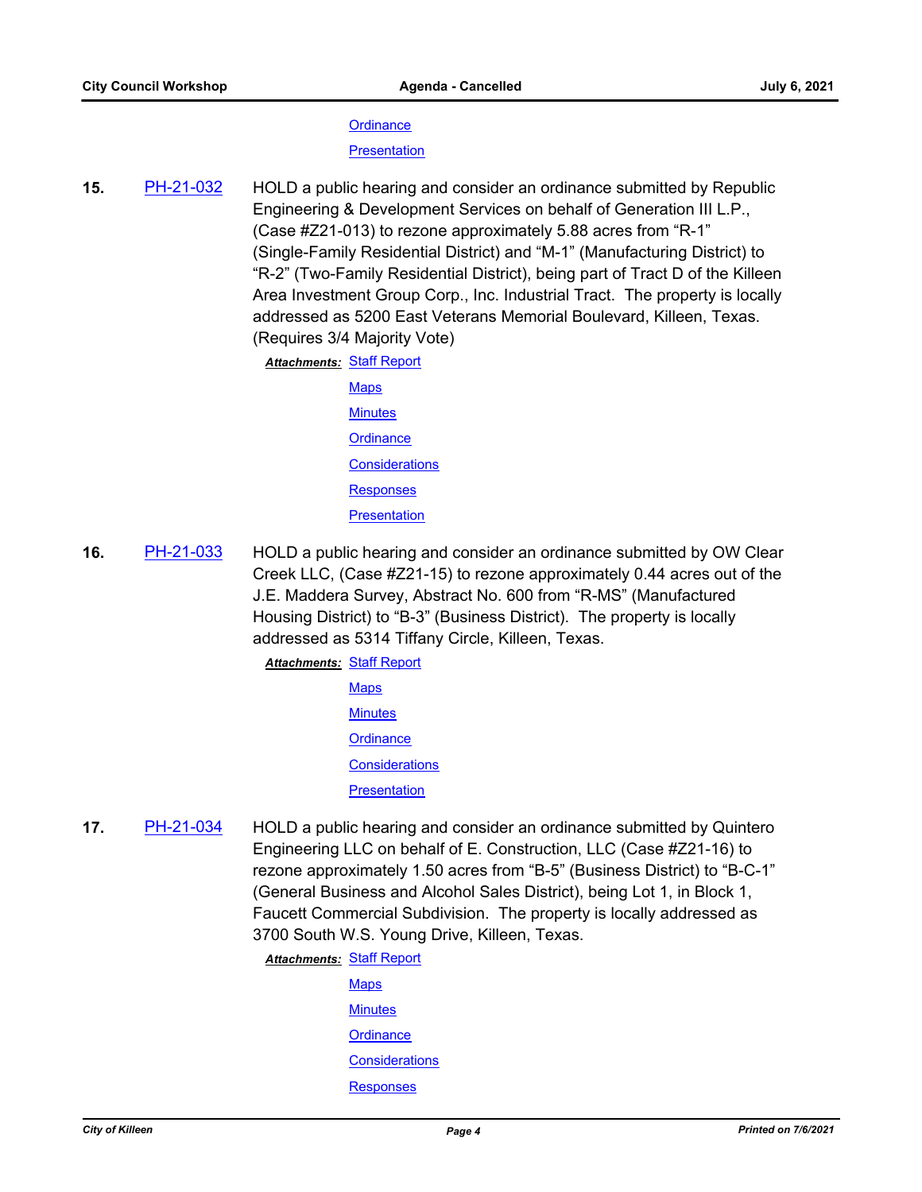Ordinance

Presentation

**15.** PH-21-032 HOLD a public hearing and consider an ordinance submitted by Republic Engineering & Development Services on behalf of Generation III L.P., (Case #Z21-013) to rezone approximately 5.88 acres from "R-1" (Single-Family Residential District) and "M-1" (Manufacturing District) to "R-2" (Two-Family Residential District), being part of Tract D of the Killeen Area Investment Group Corp., Inc. Industrial Tract. The property is locally addressed as 5200 East Veterans Memorial Boulevard, Killeen, Texas. (Requires 3/4 Majority Vote)

***Attachments:*** Staff Report

Maps

Minutes

Ordinance

Considerations

Responses

Presentation

**16.** PH-21-033 HOLD a public hearing and consider an ordinance submitted by OW Clear Creek LLC, (Case #Z21-15) to rezone approximately 0.44 acres out of the J.E. Maddera Survey, Abstract No. 600 from "R-MS" (Manufactured Housing District) to "B-3" (Business District). The property is locally addressed as 5314 Tiffany Circle, Killeen, Texas.

***Attachments:*** Staff Report

Maps

Minutes

Ordinance

Considerations

Presentation

**17.** PH-21-034 HOLD a public hearing and consider an ordinance submitted by Quintero Engineering LLC on behalf of E. Construction, LLC (Case #Z21-16) to rezone approximately 1.50 acres from "B-5" (Business District) to "B-C-1" (General Business and Alcohol Sales District), being Lot 1, in Block 1, Faucett Commercial Subdivision. The property is locally addressed as 3700 South W.S. Young Drive, Killeen, Texas.

***Attachments:*** Staff Report

Maps

Minutes

Ordinance

Considerations

Responses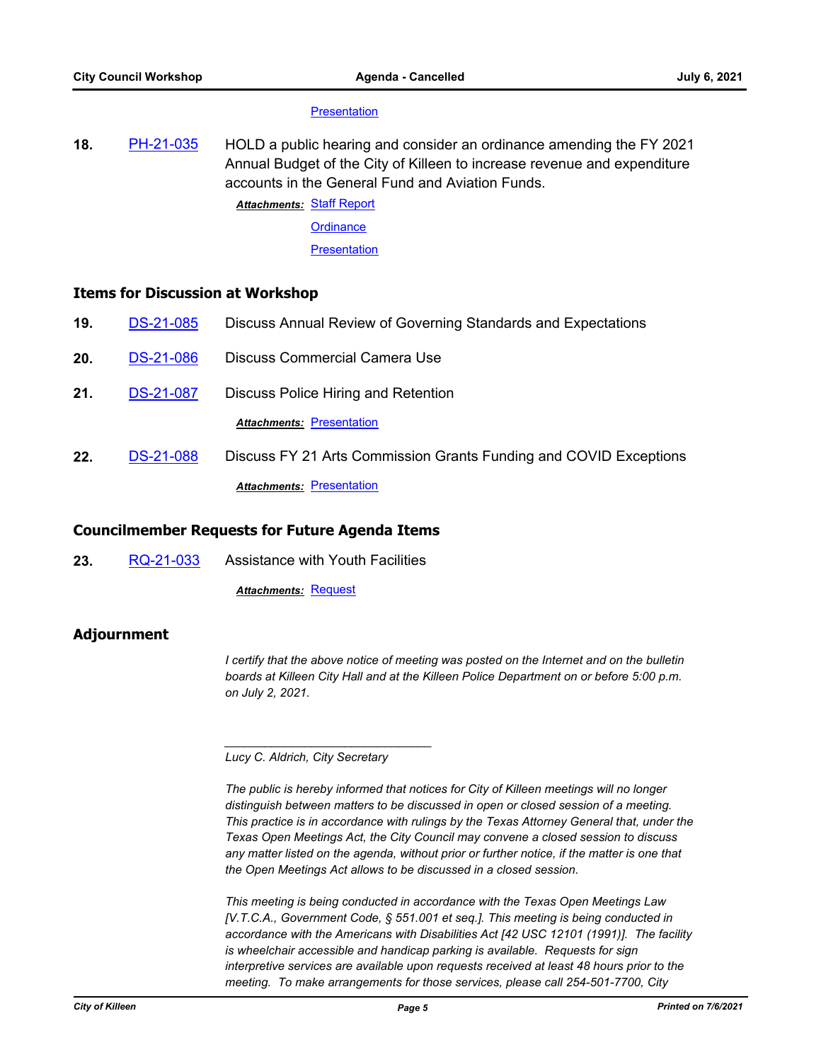Presentation

**18.** PH-21-035 HOLD a public hearing and consider an ordinance amending the FY 2021 Annual Budget of the City of Killeen to increase revenue and expenditure accounts in the General Fund and Aviation Funds.

***Attachments:*** Staff Report

Ordinance

Presentation

## Items for Discussion at Workshop

**19.** DS-21-085 Discuss Annual Review of Governing Standards and Expectations

**20.** DS-21-086 Discuss Commercial Camera Use

**21.** DS-21-087 Discuss Police Hiring and Retention

***Attachments:*** Presentation

**22.** DS-21-088 Discuss FY 21 Arts Commission Grants Funding and COVID Exceptions

***Attachments:*** Presentation

## Councilmember Requests for Future Agenda Items

**23.** RQ-21-033 Assistance with Youth Facilities

***Attachments:*** Request

## Adjournment

*I certify that the above notice of meeting was posted on the Internet and on the bulletin boards at Killeen City Hall and at the Killeen Police Department on or before 5:00 p.m. on July 2, 2021.*

_______________________________

*Lucy C. Aldrich, City Secretary*

*The public is hereby informed that notices for City of Killeen meetings will no longer distinguish between matters to be discussed in open or closed session of a meeting. This practice is in accordance with rulings by the Texas Attorney General that, under the Texas Open Meetings Act, the City Council may convene a closed session to discuss any matter listed on the agenda, without prior or further notice, if the matter is one that the Open Meetings Act allows to be discussed in a closed session.*

*This meeting is being conducted in accordance with the Texas Open Meetings Law [V.T.C.A., Government Code, § 551.001 et seq.]. This meeting is being conducted in accordance with the Americans with Disabilities Act [42 USC 12101 (1991)]. The facility is wheelchair accessible and handicap parking is available. Requests for sign interpretive services are available upon requests received at least 48 hours prior to the meeting. To make arrangements for those services, please call 254-501-7700, City*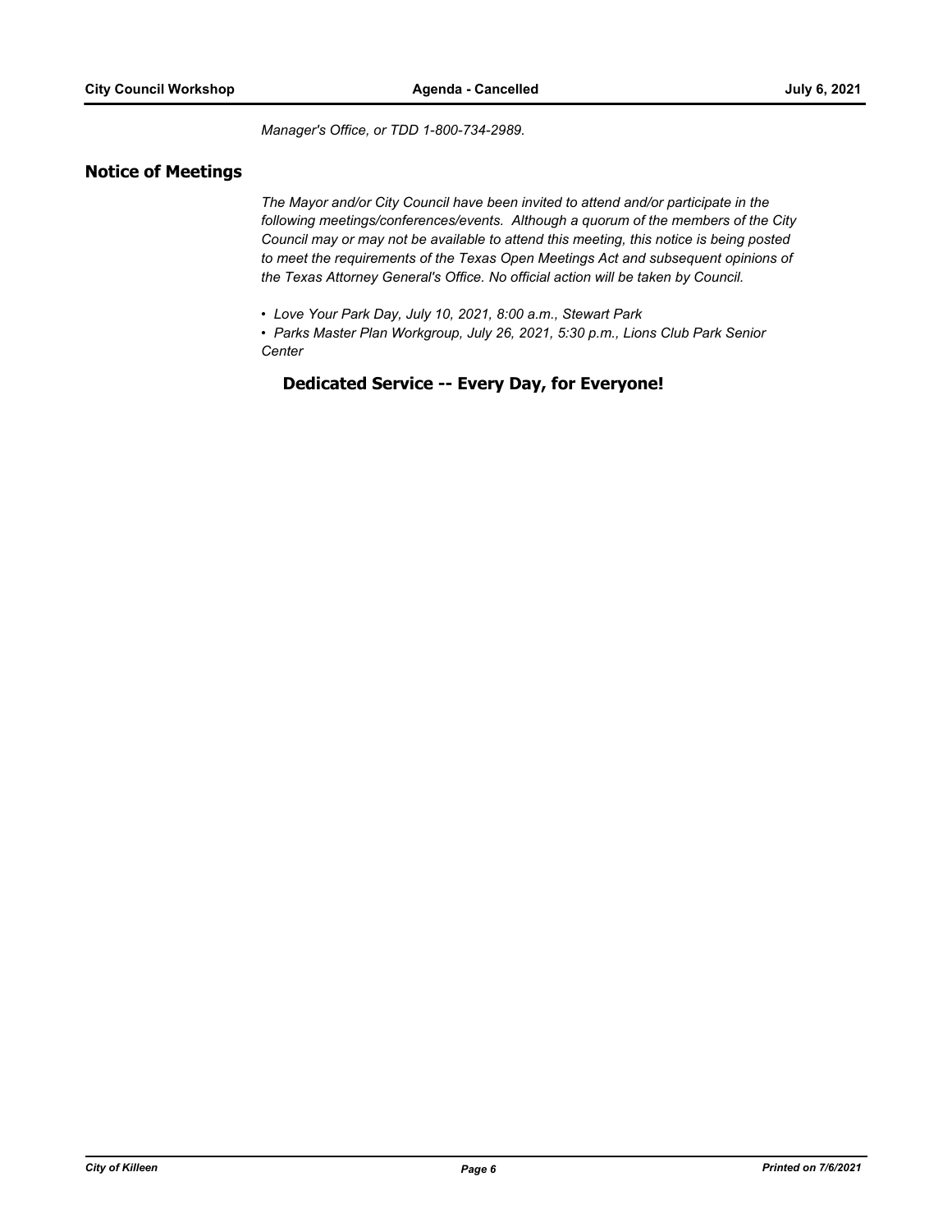*Manager's Office, or TDD 1-800-734-2989.*

## Notice of Meetings

*The Mayor and/or City Council have been invited to attend and/or participate in the following meetings/conferences/events. Although a quorum of the members of the City Council may or may not be available to attend this meeting, this notice is being posted to meet the requirements of the Texas Open Meetings Act and subsequent opinions of the Texas Attorney General's Office. No official action will be taken by Council.*

- *Love Your Park Day, July 10, 2021, 8:00 a.m., Stewart Park*
- *Parks Master Plan Workgroup, July 26, 2021, 5:30 p.m., Lions Club Park Senior Center*

**Dedicated Service -- Every Day, for Everyone!**